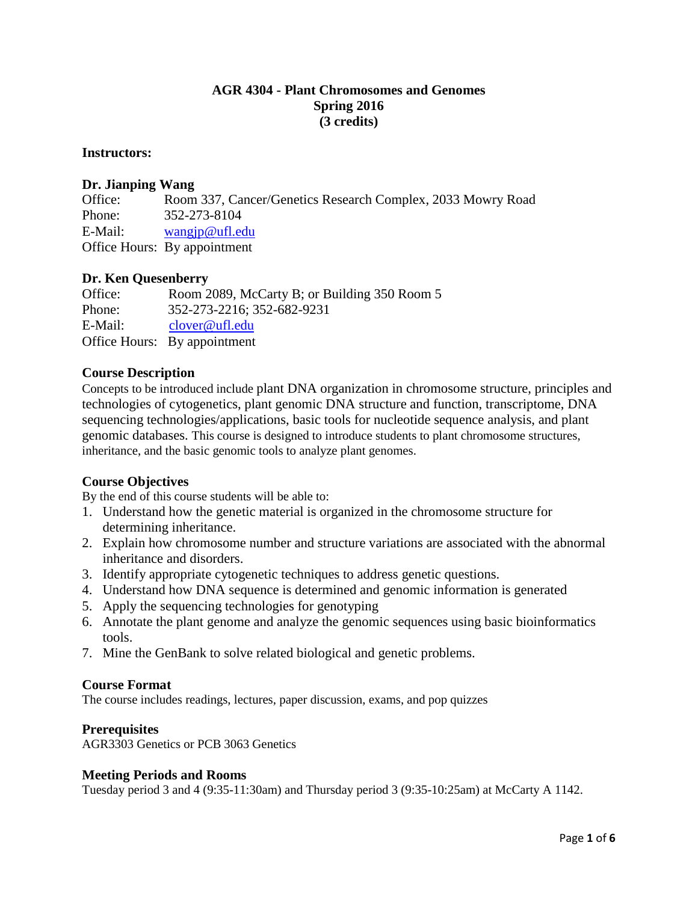# AGR 4304 - Plant Chromosomes and Genomes
## Spring 2016
## (3 credits)

### Instructors:

**Dr. Jianping Wang**
Office: Room 337, Cancer/Genetics Research Complex, 2033 Mowry Road
Phone: 352-273-8104
E-Mail: wangjp@ufl.edu
Office Hours: By appointment

**Dr. Ken Quesenberry**
Office: Room 2089, McCarty B; or Building 350 Room 5
Phone: 352-273-2216; 352-682-9231
E-Mail: clover@ufl.edu
Office Hours: By appointment

### Course Description

Concepts to be introduced include plant DNA organization in chromosome structure, principles and technologies of cytogenetics, plant genomic DNA structure and function, transcriptome, DNA sequencing technologies/applications, basic tools for nucleotide sequence analysis, and plant genomic databases. This course is designed to introduce students to plant chromosome structures, inheritance, and the basic genomic tools to analyze plant genomes.

### Course Objectives

By the end of this course students will be able to:

1. Understand how the genetic material is organized in the chromosome structure for determining inheritance.
2. Explain how chromosome number and structure variations are associated with the abnormal inheritance and disorders.
3. Identify appropriate cytogenetic techniques to address genetic questions.
4. Understand how DNA sequence is determined and genomic information is generated
5. Apply the sequencing technologies for genotyping
6. Annotate the plant genome and analyze the genomic sequences using basic bioinformatics tools.
7. Mine the GenBank to solve related biological and genetic problems.

### Course Format

The course includes readings, lectures, paper discussion, exams, and pop quizzes

### Prerequisites

AGR3303 Genetics or PCB 3063 Genetics

### Meeting Periods and Rooms

Tuesday period 3 and 4 (9:35-11:30am) and Thursday period 3 (9:35-10:25am) at McCarty A 1142.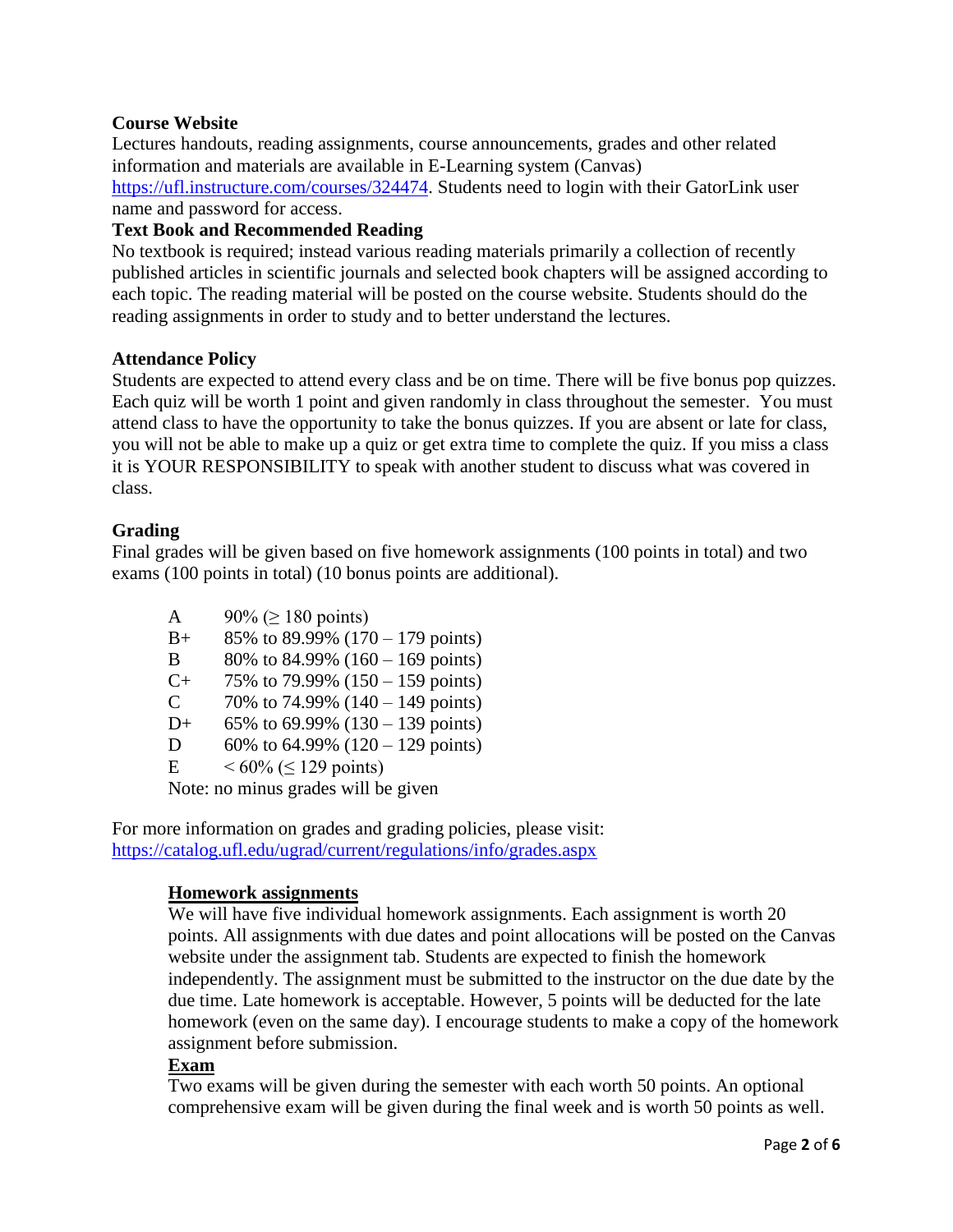**Course Website**

Lectures handouts, reading assignments, course announcements, grades and other related information and materials are available in E-Learning system (Canvas) https://ufl.instructure.com/courses/324474. Students need to login with their GatorLink user name and password for access.

**Text Book and Recommended Reading**

No textbook is required; instead various reading materials primarily a collection of recently published articles in scientific journals and selected book chapters will be assigned according to each topic. The reading material will be posted on the course website. Students should do the reading assignments in order to study and to better understand the lectures.

**Attendance Policy**

Students are expected to attend every class and be on time. There will be five bonus pop quizzes. Each quiz will be worth 1 point and given randomly in class throughout the semester. You must attend class to have the opportunity to take the bonus quizzes. If you are absent or late for class, you will not be able to make up a quiz or get extra time to complete the quiz. If you miss a class it is YOUR RESPONSIBILITY to speak with another student to discuss what was covered in class.

**Grading**

Final grades will be given based on five homework assignments (100 points in total) and two exams (100 points in total) (10 bonus points are additional).

| Grade | Range |
|---|---|
| A | 90% ($\geq$ 180 points) |
| B+ | 85% to 89.99% (170 – 179 points) |
| B | 80% to 84.99% (160 – 169 points) |
| C+ | 75% to 79.99% (150 – 159 points) |
| C | 70% to 74.99% (140 – 149 points) |
| D+ | 65% to 69.99% (130 – 139 points) |
| D | 60% to 64.99% (120 – 129 points) |
| E | < 60% ($\leq$ 129 points) |

Note: no minus grades will be given

For more information on grades and grading policies, please visit: https://catalog.ufl.edu/ugrad/current/regulations/info/grades.aspx

**Homework assignments**

We will have five individual homework assignments. Each assignment is worth 20 points. All assignments with due dates and point allocations will be posted on the Canvas website under the assignment tab. Students are expected to finish the homework independently. The assignment must be submitted to the instructor on the due date by the due time. Late homework is acceptable. However, 5 points will be deducted for the late homework (even on the same day). I encourage students to make a copy of the homework assignment before submission.

**Exam**

Two exams will be given during the semester with each worth 50 points. An optional comprehensive exam will be given during the final week and is worth 50 points as well.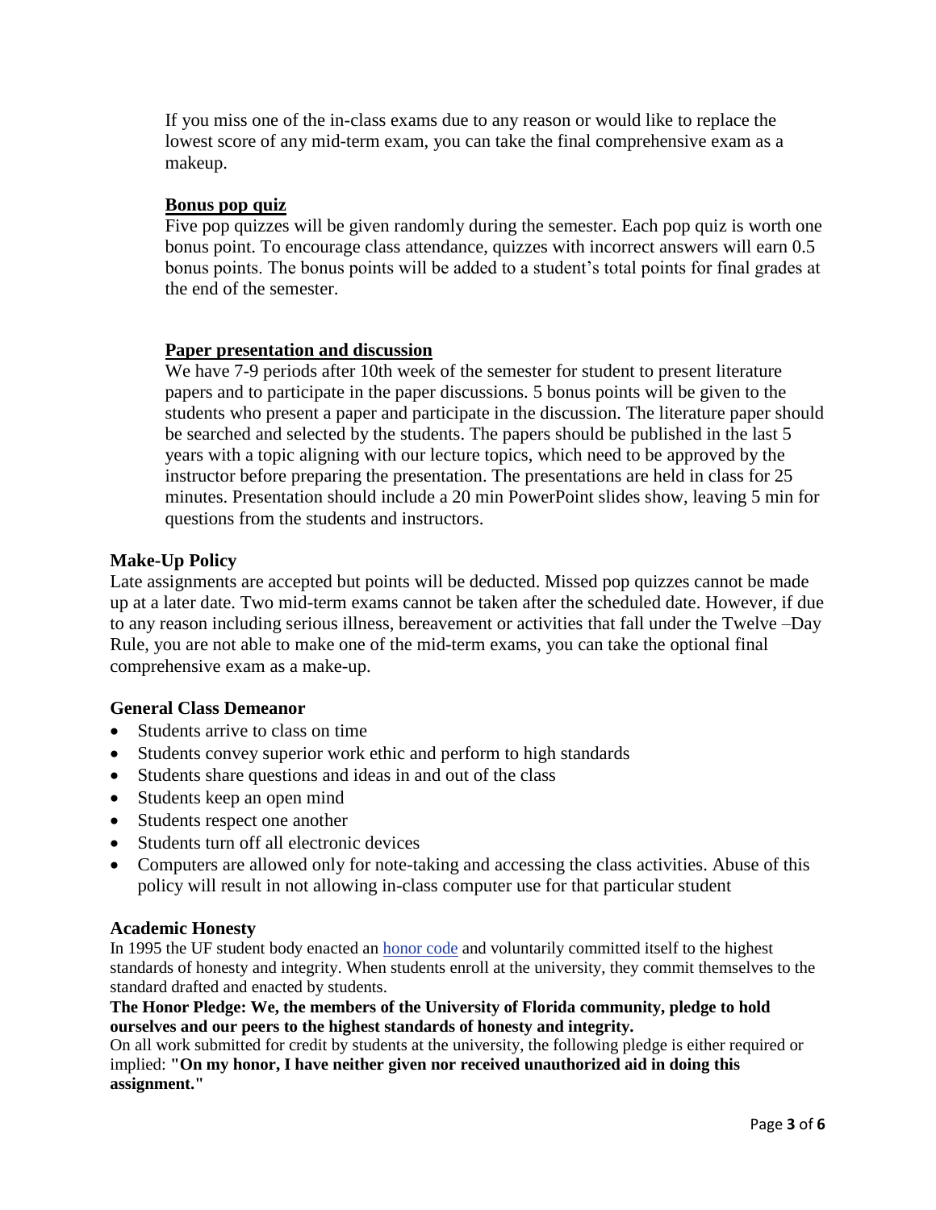If you miss one of the in-class exams due to any reason or would like to replace the lowest score of any mid-term exam, you can take the final comprehensive exam as a makeup.

**Bonus pop quiz**

Five pop quizzes will be given randomly during the semester. Each pop quiz is worth one bonus point. To encourage class attendance, quizzes with incorrect answers will earn 0.5 bonus points. The bonus points will be added to a student's total points for final grades at the end of the semester.

**Paper presentation and discussion**

We have 7-9 periods after 10th week of the semester for student to present literature papers and to participate in the paper discussions. 5 bonus points will be given to the students who present a paper and participate in the discussion. The literature paper should be searched and selected by the students. The papers should be published in the last 5 years with a topic aligning with our lecture topics, which need to be approved by the instructor before preparing the presentation. The presentations are held in class for 25 minutes. Presentation should include a 20 min PowerPoint slides show, leaving 5 min for questions from the students and instructors.

### Make-Up Policy

Late assignments are accepted but points will be deducted. Missed pop quizzes cannot be made up at a later date. Two mid-term exams cannot be taken after the scheduled date. However, if due to any reason including serious illness, bereavement or activities that fall under the Twelve –Day Rule, you are not able to make one of the mid-term exams, you can take the optional final comprehensive exam as a make-up.

### General Class Demeanor

- Students arrive to class on time
- Students convey superior work ethic and perform to high standards
- Students share questions and ideas in and out of the class
- Students keep an open mind
- Students respect one another
- Students turn off all electronic devices
- Computers are allowed only for note-taking and accessing the class activities. Abuse of this policy will result in not allowing in-class computer use for that particular student

### Academic Honesty

In 1995 the UF student body enacted an honor code and voluntarily committed itself to the highest standards of honesty and integrity. When students enroll at the university, they commit themselves to the standard drafted and enacted by students.

**The Honor Pledge: We, the members of the University of Florida community, pledge to hold ourselves and our peers to the highest standards of honesty and integrity.**

On all work submitted for credit by students at the university, the following pledge is either required or implied: **"On my honor, I have neither given nor received unauthorized aid in doing this assignment."**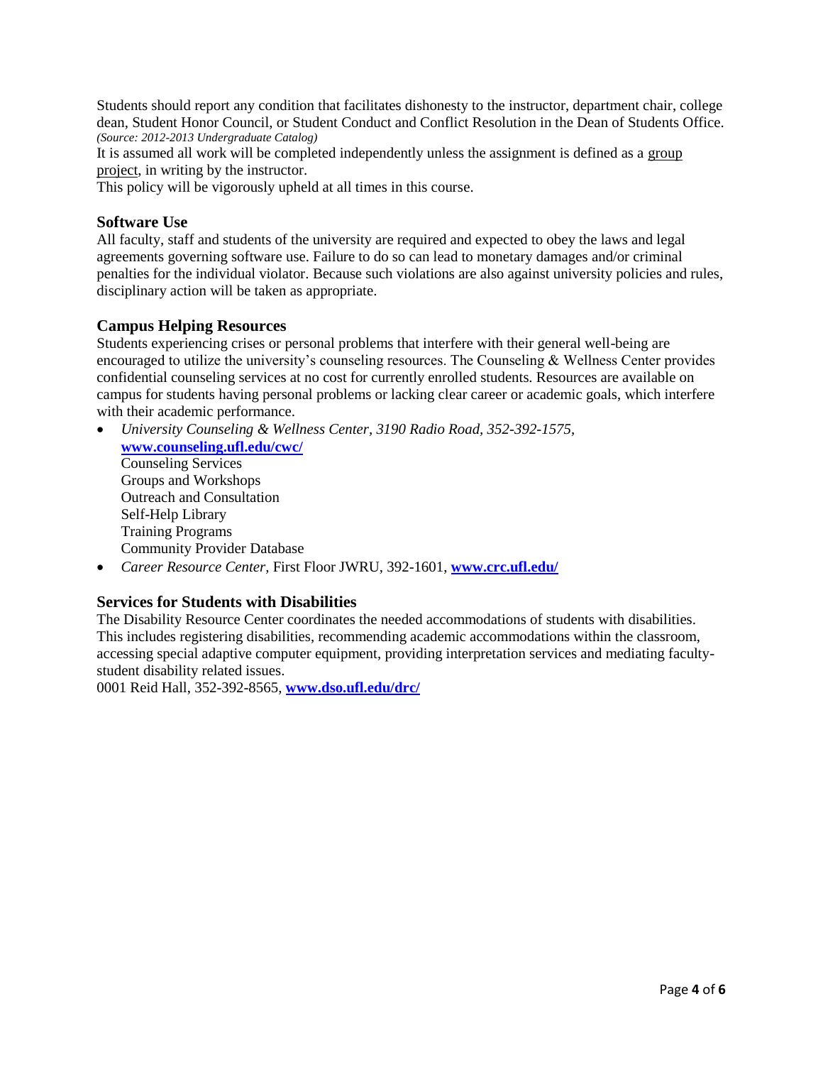Students should report any condition that facilitates dishonesty to the instructor, department chair, college dean, Student Honor Council, or Student Conduct and Conflict Resolution in the Dean of Students Office.
*(Source: 2012-2013 Undergraduate Catalog)*

It is assumed all work will be completed independently unless the assignment is defined as a group project, in writing by the instructor.

This policy will be vigorously upheld at all times in this course.

### Software Use

All faculty, staff and students of the university are required and expected to obey the laws and legal agreements governing software use. Failure to do so can lead to monetary damages and/or criminal penalties for the individual violator. Because such violations are also against university policies and rules, disciplinary action will be taken as appropriate.

### Campus Helping Resources

Students experiencing crises or personal problems that interfere with their general well-being are encouraged to utilize the university's counseling resources. The Counseling & Wellness Center provides confidential counseling services at no cost for currently enrolled students. Resources are available on campus for students having personal problems or lacking clear career or academic goals, which interfere with their academic performance.

- *University Counseling & Wellness Center, 3190 Radio Road, 352-392-1575,* **www.counseling.ufl.edu/cwc/**
  Counseling Services
  Groups and Workshops
  Outreach and Consultation
  Self-Help Library
  Training Programs
  Community Provider Database
- *Career Resource Center,* First Floor JWRU, 392-1601, **www.crc.ufl.edu/**

### Services for Students with Disabilities

The Disability Resource Center coordinates the needed accommodations of students with disabilities. This includes registering disabilities, recommending academic accommodations within the classroom, accessing special adaptive computer equipment, providing interpretation services and mediating faculty-student disability related issues.

0001 Reid Hall, 352-392-8565, **www.dso.ufl.edu/drc/**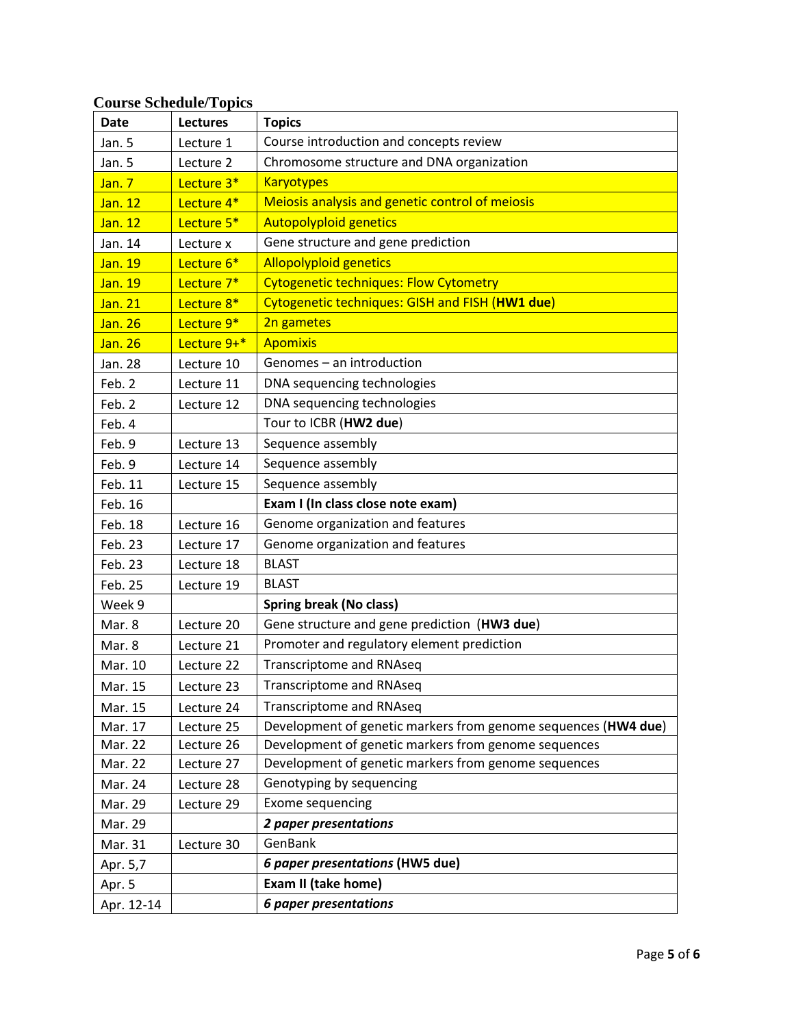## Course Schedule/Topics

| Date | Lectures | Topics |
|---|---|---|
| Jan. 5 | Lecture 1 | Course introduction and concepts review |
| Jan. 5 | Lecture 2 | Chromosome structure and DNA organization |
| Jan. 7 | Lecture 3* | Karyotypes |
| Jan. 12 | Lecture 4* | Meiosis analysis and genetic control of meiosis |
| Jan. 12 | Lecture 5* | Autopolyploid genetics |
| Jan. 14 | Lecture x | Gene structure and gene prediction |
| Jan. 19 | Lecture 6* | Allopolyploid genetics |
| Jan. 19 | Lecture 7* | Cytogenetic techniques: Flow Cytometry |
| Jan. 21 | Lecture 8* | Cytogenetic techniques: GISH and FISH (**HW1 due**) |
| Jan. 26 | Lecture 9* | 2n gametes |
| Jan. 26 | Lecture 9+* | Apomixis |
| Jan. 28 | Lecture 10 | Genomes – an introduction |
| Feb. 2 | Lecture 11 | DNA sequencing technologies |
| Feb. 2 | Lecture 12 | DNA sequencing technologies |
| Feb. 4 | | Tour to ICBR (**HW2 due**) |
| Feb. 9 | Lecture 13 | Sequence assembly |
| Feb. 9 | Lecture 14 | Sequence assembly |
| Feb. 11 | Lecture 15 | Sequence assembly |
| Feb. 16 | | **Exam I (In class close note exam)** |
| Feb. 18 | Lecture 16 | Genome organization and features |
| Feb. 23 | Lecture 17 | Genome organization and features |
| Feb. 23 | Lecture 18 | BLAST |
| Feb. 25 | Lecture 19 | BLAST |
| Week 9 | | **Spring break (No class)** |
| Mar. 8 | Lecture 20 | Gene structure and gene prediction (**HW3 due**) |
| Mar. 8 | Lecture 21 | Promoter and regulatory element prediction |
| Mar. 10 | Lecture 22 | Transcriptome and RNAseq |
| Mar. 15 | Lecture 23 | Transcriptome and RNAseq |
| Mar. 15 | Lecture 24 | Transcriptome and RNAseq |
| Mar. 17 | Lecture 25 | Development of genetic markers from genome sequences (**HW4 due**) |
| Mar. 22 | Lecture 26 | Development of genetic markers from genome sequences |
| Mar. 22 | Lecture 27 | Development of genetic markers from genome sequences |
| Mar. 24 | Lecture 28 | Genotyping by sequencing |
| Mar. 29 | Lecture 29 | Exome sequencing |
| Mar. 29 | | ***2 paper presentations*** |
| Mar. 31 | Lecture 30 | GenBank |
| Apr. 5,7 | | ***6 paper presentations* (HW5 due)** |
| Apr. 5 | | **Exam II (take home)** |
| Apr. 12-14 | | ***6 paper presentations*** |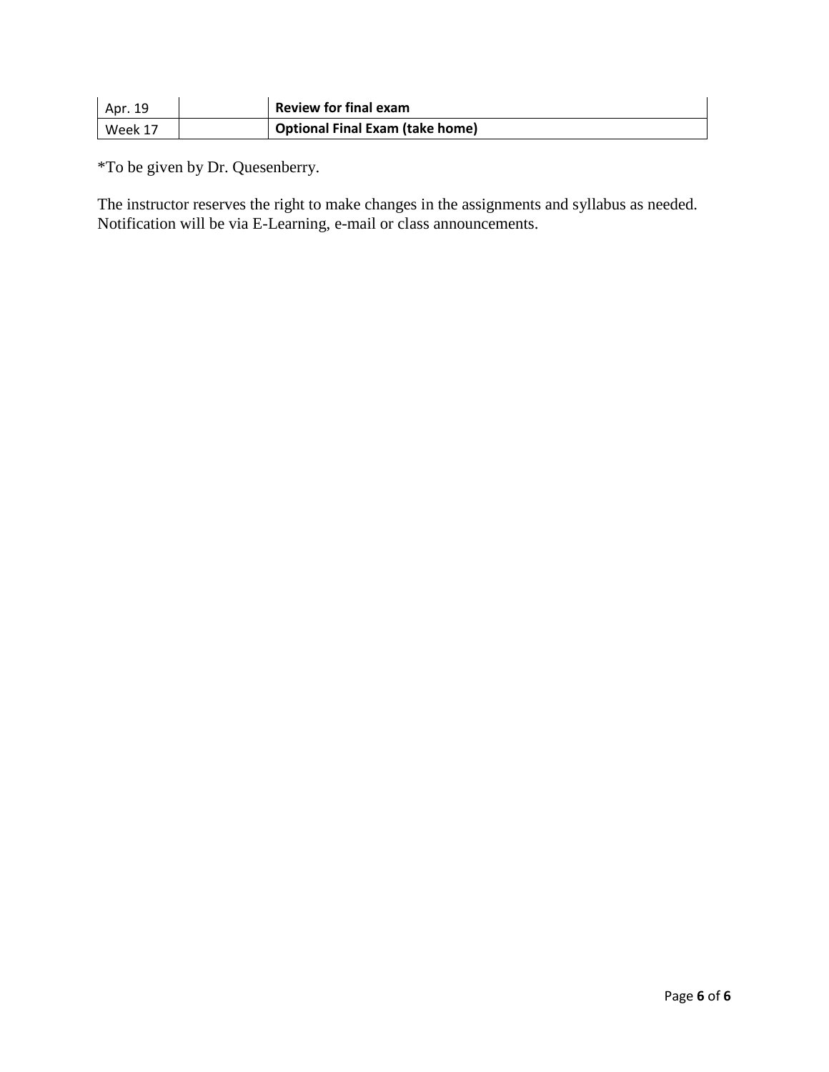| | | |
|---|---|---|
| Apr. 19 | | **Review for final exam** |
| Week 17 | | **Optional Final Exam (take home)** |

*To be given by Dr. Quesenberry.

The instructor reserves the right to make changes in the assignments and syllabus as needed. Notification will be via E-Learning, e-mail or class announcements.